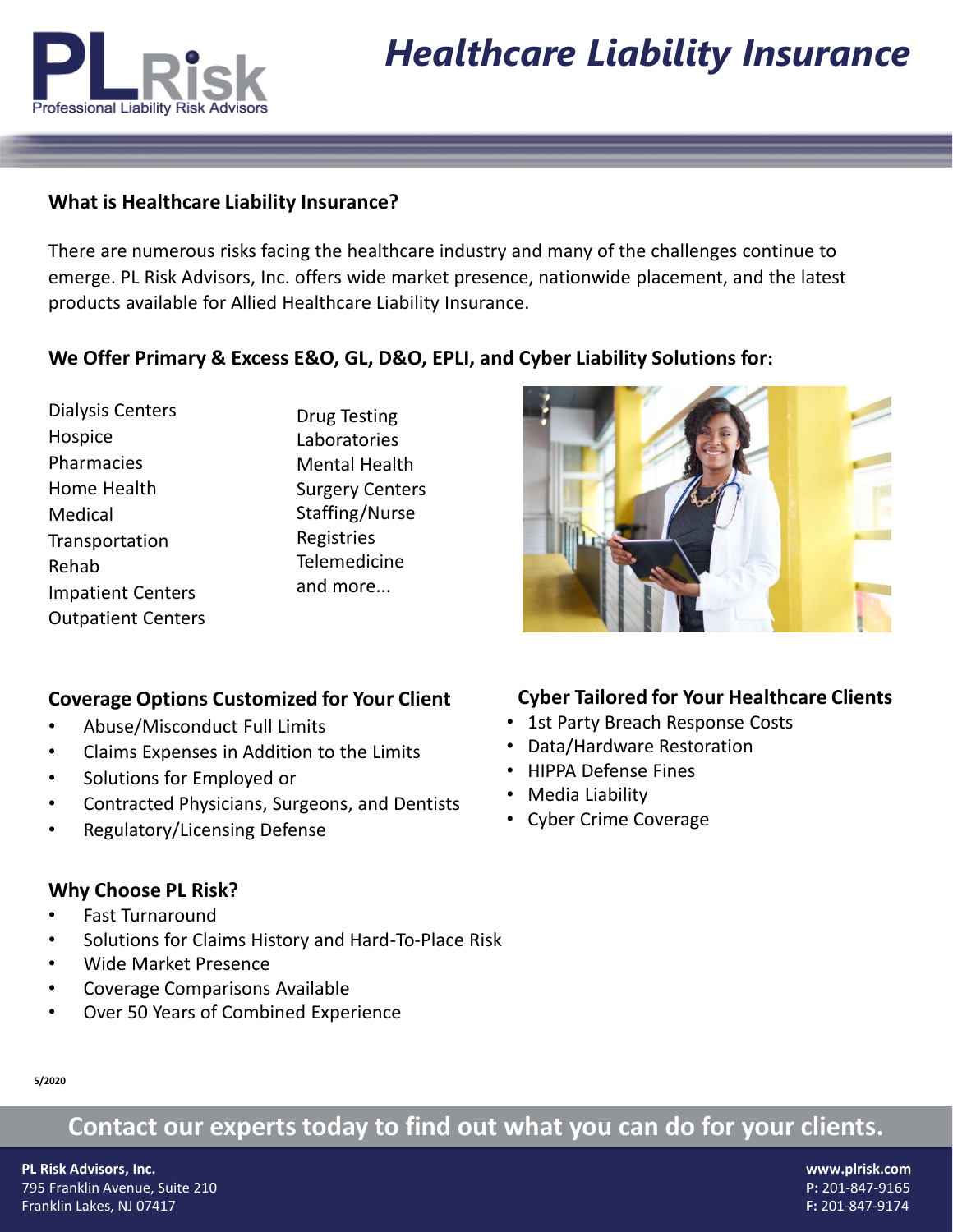# Healthcare Liability Insurance

PL Risk — Professional Liability Risk Advisors

## What is Healthcare Liability Insurance?

There are numerous risks facing the healthcare industry and many of the challenges continue to emerge. PL Risk Advisors, Inc. offers wide market presence, nationwide placement, and the latest products available for Allied Healthcare Liability Insurance.

## We Offer Primary & Excess E&O, GL, D&O, EPLI, and Cyber Liability Solutions for:

Dialysis Centers
Hospice
Pharmacies
Home Health
Medical
Transportation
Rehab
Impatient Centers
Outpatient Centers

Drug Testing
Laboratories
Mental Health
Surgery Centers
Staffing/Nurse
Registries
Telemedicine
and more...

## Coverage Options Customized for Your Client

- Abuse/Misconduct Full Limits
- Claims Expenses in Addition to the Limits
- Solutions for Employed or
- Contracted Physicians, Surgeons, and Dentists
- Regulatory/Licensing Defense

## Cyber Tailored for Your Healthcare Clients

- 1st Party Breach Response Costs
- Data/Hardware Restoration
- HIPPA Defense Fines
- Media Liability
- Cyber Crime Coverage

## Why Choose PL Risk?

- Fast Turnaround
- Solutions for Claims History and Hard-To-Place Risk
- Wide Market Presence
- Coverage Comparisons Available
- Over 50 Years of Combined Experience

5/2020

**Contact our experts today to find out what you can do for your clients.**

**PL Risk Advisors, Inc.**
795 Franklin Avenue, Suite 210
Franklin Lakes, NJ 07417

**www.plrisk.com**
**P:** 201-847-9165
**F:** 201-847-9174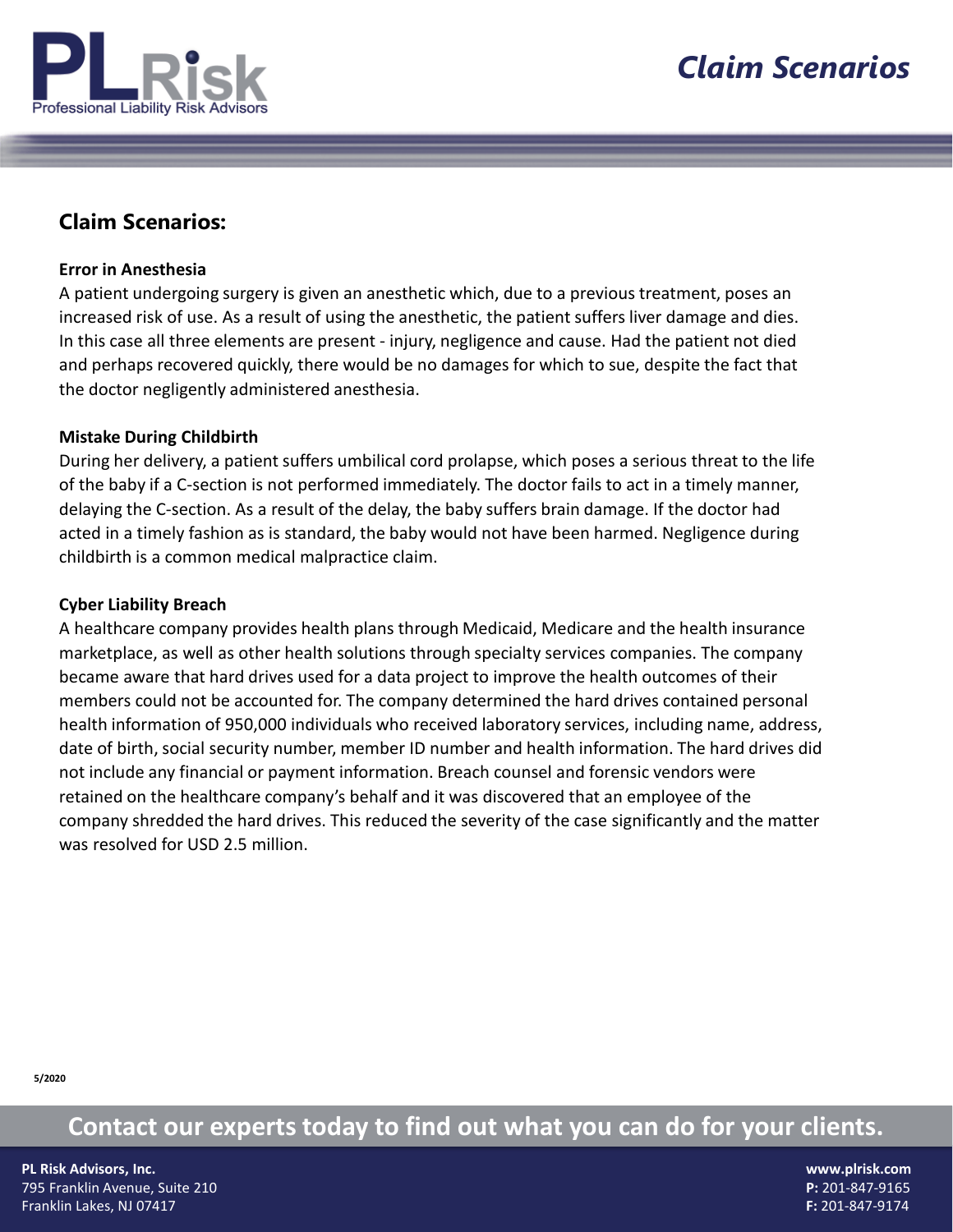## Claim Scenarios:

**Error in Anesthesia**

A patient undergoing surgery is given an anesthetic which, due to a previous treatment, poses an increased risk of use. As a result of using the anesthetic, the patient suffers liver damage and dies. In this case all three elements are present - injury, negligence and cause. Had the patient not died and perhaps recovered quickly, there would be no damages for which to sue, despite the fact that the doctor negligently administered anesthesia.

**Mistake During Childbirth**

During her delivery, a patient suffers umbilical cord prolapse, which poses a serious threat to the life of the baby if a C-section is not performed immediately. The doctor fails to act in a timely manner, delaying the C-section. As a result of the delay, the baby suffers brain damage. If the doctor had acted in a timely fashion as is standard, the baby would not have been harmed. Negligence during childbirth is a common medical malpractice claim.

**Cyber Liability Breach**

A healthcare company provides health plans through Medicaid, Medicare and the health insurance marketplace, as well as other health solutions through specialty services companies. The company became aware that hard drives used for a data project to improve the health outcomes of their members could not be accounted for. The company determined the hard drives contained personal health information of 950,000 individuals who received laboratory services, including name, address, date of birth, social security number, member ID number and health information. The hard drives did not include any financial or payment information. Breach counsel and forensic vendors were retained on the healthcare company's behalf and it was discovered that an employee of the company shredded the hard drives. This reduced the severity of the case significantly and the matter was resolved for USD 2.5 million.

5/2020

**Contact our experts today to find out what you can do for your clients.**

**PL Risk Advisors, Inc.**
795 Franklin Avenue, Suite 210
Franklin Lakes, NJ 07417

**www.plrisk.com**
**P:** 201-847-9165
**F:** 201-847-9174